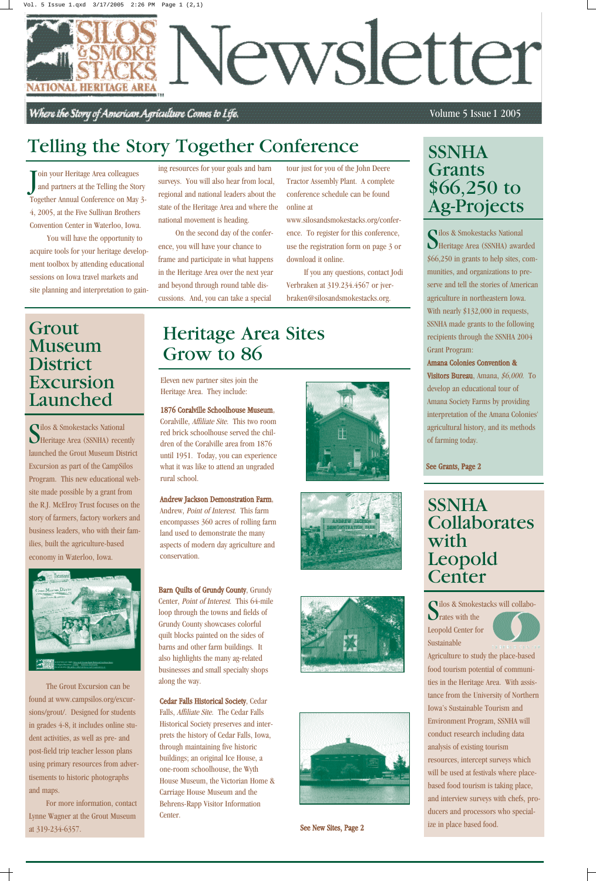# Silos & Smokestacks National Heritage Area Newsletter

*Where the Story of American Agriculture Comes to Life.*

Volume 5 Issue 1 2005

## Telling the Story Together Conference

Join your Heritage Area colleagues and partners at the Telling the Story Together Annual Conference on May 3-4, 2005, at the Five Sullivan Brothers Convention Center in Waterloo, Iowa.

You will have the opportunity to acquire tools for your heritage development toolbox by attending educational sessions on Iowa travel markets and site planning and interpretation to gaining resources for your goals and barn surveys. You will also hear from local, regional and national leaders about the state of the Heritage Area and where the national movement is heading.

On the second day of the conference, you will have your chance to frame and participate in what happens in the Heritage Area over the next year and beyond through round table discussions. And, you can take a special tour just for you of the John Deere Tractor Assembly Plant. A complete conference schedule can be found online at www.silosandsmokestacks.org/conference. To register for this conference, use the registration form on page 3 or download it online.

If you any questions, contact Jodi Verbraken at 319.234.4567 or jverbraken@silosandsmokestacks.org.

## SSNHA Grants $66,250 to Ag-Projects

Silos & Smokestacks National Heritage Area (SSNHA) awarded $66,250 in grants to help sites, communities, and organizations to preserve and tell the stories of American agriculture in northeastern Iowa. With nearly $132,000 in requests, SSNHA made grants to the following recipients through the SSNHA 2004 Grant Program:

**Amana Colonies Convention & Visitors Bureau**, Amana, *$6,000.* To develop an educational tour of Amana Society Farms by providing interpretation of the Amana Colonies' agricultural history, and its methods of farming today.

**See Grants, Page 2**

## Grout Museum District Excursion Launched

Silos & Smokestacks National Heritage Area (SSNHA) recently launched the Grout Museum District Excursion as part of the CampSilos Program. This new educational website made possible by a grant from the R.J. McElroy Trust focuses on the story of farmers, factory workers and business leaders, who with their families, built the agriculture-based economy in Waterloo, Iowa.

The Grout Excursion can be found at www.campsilos.org/excursions/grout/. Designed for students in grades 4-8, it includes online student activities, as well as pre- and post-field trip teacher lesson plans using primary resources from advertisements to historic photographs and maps.

For more information, contact Lynne Wagner at the Grout Museum at 319-234-6357.

## Heritage Area Sites Grow to 86

Eleven new partner sites join the Heritage Area. They include:

**1876 Coralville Schoolhouse Museum**, Coralville, *Affiliate Site.* This two room red brick schoolhouse served the children of the Coralville area from 1876 until 1951. Today, you can experience what it was like to attend an ungraded rural school.

**Andrew Jackson Demonstration Farm**, Andrew, *Point of Interest.* This farm encompasses 360 acres of rolling farm land used to demonstrate the many aspects of modern day agriculture and conservation.

**Barn Quilts of Grundy County**, Grundy Center, *Point of Interest.* This 64-mile loop through the towns and fields of Grundy County showcases colorful quilt blocks painted on the sides of barns and other farm buildings. It also highlights the many ag-related businesses and small specialty shops along the way.

**Cedar Falls Historical Society**, Cedar Falls, *Affiliate Site.* The Cedar Falls Historical Society preserves and interprets the history of Cedar Falls, Iowa, through maintaining five historic buildings; an original Ice House, a one-room schoolhouse, the Wyth House Museum, the Victorian Home & Carriage House Museum and the Behrens-Rapp Visitor Information Center.

**See New Sites, Page 2**

## SSNHA Collaborates with Leopold Center

Silos & Smokestacks will collaborates with the Leopold Center for Sustainable Agriculture to study the place-based food tourism potential of communities in the Heritage Area. With assistance from the University of Northern Iowa's Sustainable Tourism and Environment Program, SSNHA will conduct research including data analysis of existing tourism resources, intercept surveys which will be used at festivals where place-based food tourism is taking place, and interview surveys with chefs, producers and processors who specialize in place based food.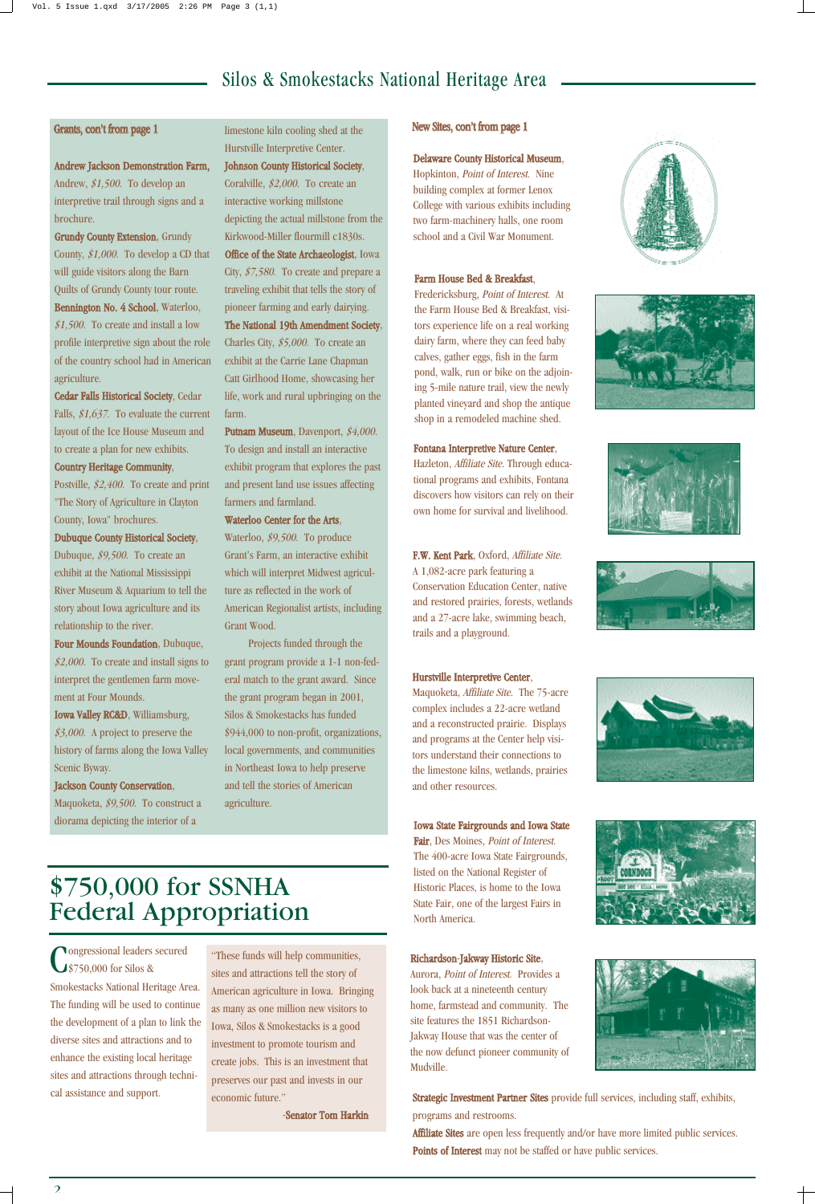## Grants, con't from page 1

**Andrew Jackson Demonstration Farm,** Andrew, *$1,500.* To develop an interpretive trail through signs and a brochure.

**Grundy County Extension**, Grundy County, *$1,000.* To develop a CD that will guide visitors along the Barn Quilts of Grundy County tour route.

**Bennington No. 4 School**, Waterloo, *$1,500.* To create and install a low profile interpretive sign about the role of the country school had in American agriculture.

**Cedar Falls Historical Society**, Cedar Falls, *$1,637.* To evaluate the current layout of the Ice House Museum and to create a plan for new exhibits.

**Country Heritage Community**, Postville, *$2,400.* To create and print "The Story of Agriculture in Clayton County, Iowa" brochures.

**Dubuque County Historical Society**, Dubuque, *$9,500.* To create an exhibit at the National Mississippi River Museum & Aquarium to tell the story about Iowa agriculture and its relationship to the river.

**Four Mounds Foundation**, Dubuque, *$2,000.* To create and install signs to interpret the gentlemen farm movement at Four Mounds.

**Iowa Valley RC&D**, Williamsburg, *$3,000.* A project to preserve the history of farms along the Iowa Valley Scenic Byway.

**Jackson County Conservation**, Maquoketa, *$9,500.* To construct a diorama depicting the interior of a limestone kiln cooling shed at the Hurstville Interpretive Center.

**Johnson County Historical Society**, Coralville, *$2,000.* To create an interactive working millstone depicting the actual millstone from the Kirkwood-Miller flourmill c1830s.

**Office of the State Archaeologist**, Iowa City, *$7,580.* To create and prepare a traveling exhibit that tells the story of pioneer farming and early dairying.

**The National 19th Amendment Society**, Charles City, *$5,000.* To create an exhibit at the Carrie Lane Chapman Catt Girlhood Home, showcasing her life, work and rural upbringing on the farm.

**Putnam Museum**, Davenport, *$4,000.* To design and install an interactive exhibit program that explores the past and present land use issues affecting farmers and farmland.

**Waterloo Center for the Arts**, Waterloo, *$9,500.* To produce Grant's Farm, an interactive exhibit which will interpret Midwest agriculture as reflected in the work of American Regionalist artists, including Grant Wood.

Projects funded through the grant program provide a 1-1 non-federal match to the grant award. Since the grant program began in 2001, Silos & Smokestacks has funded $944,000 to non-profit, organizations, local governments, and communities in Northeast Iowa to help preserve and tell the stories of American agriculture.

# $750,000 for SSNHA Federal Appropriation

Congressional leaders secured $750,000 for Silos & Smokestacks National Heritage Area. The funding will be used to continue the development of a plan to link the diverse sites and attractions and to enhance the existing local heritage sites and attractions through technical assistance and support.

"These funds will help communities, sites and attractions tell the story of American agriculture in Iowa. Bringing as many as one million new visitors to Iowa, Silos & Smokestacks is a good investment to promote tourism and create jobs. This is an investment that preserves our past and invests in our economic future."

-**Senator Tom Harkin**

## New Sites, con't from page 1

**Delaware County Historical Museum**, Hopkinton, *Point of Interest.* Nine building complex at former Lenox College with various exhibits including two farm-machinery halls, one room school and a Civil War Monument.

**Farm House Bed & Breakfast**, Fredericksburg, *Point of Interest.* At the Farm House Bed & Breakfast, visitors experience life on a real working dairy farm, where they can feed baby calves, gather eggs, fish in the farm pond, walk, run or bike on the adjoining 5-mile nature trail, view the newly planted vineyard and shop the antique shop in a remodeled machine shed.

**Fontana Interpretive Nature Center**, Hazleton, *Affiliate Site.* Through educational programs and exhibits, Fontana discovers how visitors can rely on their own home for survival and livelihood.

**F.W. Kent Park**, Oxford, *Affiliate Site.* A 1,082-acre park featuring a Conservation Education Center, native and restored prairies, forests, wetlands and a 27-acre lake, swimming beach, trails and a playground.

**Hurstville Interpretive Center**, Maquoketa, *Affiliate Site.* The 75-acre complex includes a 22-acre wetland and a reconstructed prairie. Displays and programs at the Center help visitors understand their connections to the limestone kilns, wetlands, prairies and other resources.

**Iowa State Fairgrounds and Iowa State Fair**, Des Moines, *Point of Interest.* The 400-acre Iowa State Fairgrounds, listed on the National Register of Historic Places, is home to the Iowa State Fair, one of the largest Fairs in North America.

**Richardson-Jakway Historic Site**, Aurora, *Point of Interest.* Provides a look back at a nineteenth century home, farmstead and community. The site features the 1851 Richardson-Jakway House that was the center of the now defunct pioneer community of Mudville.

**Strategic Investment Partner Sites** provide full services, including staff, exhibits, programs and restrooms.

**Affiliate Sites** are open less frequently and/or have more limited public services.

**Points of Interest** may not be staffed or have public services.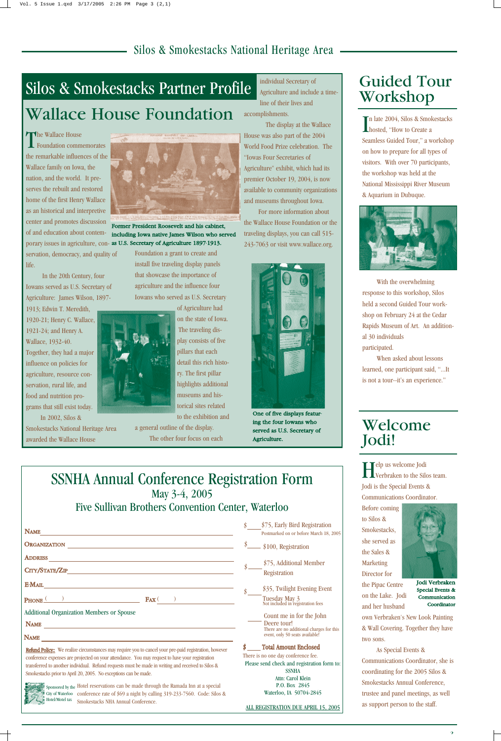# Silos & Smokestacks Partner Profile

## Wallace House Foundation

The Wallace House Foundation commemorates the remarkable influences of the Wallace family on Iowa, the nation, and the world. It preserves the rebuilt and restored home of the first Henry Wallace as an historical and interpretive center and promotes discussion of and education about contemporary issues in agriculture, conservation, democracy, and quality of life.

Former President Roosevelt and his cabinet, including Iowa native James Wilson who served as U.S. Secretary of Agriculture 1897-1913.

In the 20th Century, four Iowans served as U.S. Secretary of Agriculture: James Wilson, 1897-1913; Edwin T. Meredith, 1920-21; Henry C. Wallace, 1921-24; and Henry A. Wallace, 1932-40. Together, they had a major influence on policies for agriculture, resource conservation, rural life, and food and nutrition programs that still exist today.

In 2002, Silos & Smokestacks National Heritage Area awarded the Wallace House Foundation a grant to create and install five traveling display panels that showcase the importance of agriculture and the influence four Iowans who served as U.S. Secretary of Agriculture had on the state of Iowa. The traveling display consists of five pillars that each detail this rich history. The first pillar highlights additional museums and historical sites related to the exhibition and a general outline of the display. The other four focus on each individual Secretary of Agriculture and include a timeline of their lives and accomplishments.

The display at the Wallace House was also part of the 2004 World Food Prize celebration. The "Iowas Four Secretaries of Agriculture" exhibit, which had its premier October 19, 2004, is now available to community organizations and museums throughout Iowa.

For more information about the Wallace House Foundation or the traveling displays, you can call 515-243-7063 or visit www.wallace.org.

One of five displays featuring the four Iowans who served as U.S. Secretary of Agriculture.

# Guided Tour Workshop

In late 2004, Silos & Smokestacks hosted, "How to Create a Seamless Guided Tour," a workshop on how to prepare for all types of visitors. With over 70 participants, the workshop was held at the National Mississippi River Museum & Aquarium in Dubuque.

With the overwhelming response to this workshop, Silos held a second Guided Tour workshop on February 24 at the Cedar Rapids Museum of Art. An additional 30 individuals participated.

When asked about lessons learned, one participant said, "...It is not a tour--it's an experience."

# Welcome Jodi!

Help us welcome Jodi Verbraken to the Silos team. Jodi is the Special Events & Communications Coordinator. Before coming to Silos & Smokestacks, she served as the Sales & Marketing Director for the Pipac Centre on the Lake. Jodi and her husband own Verbraken's New Look Painting & Wall Covering. Together they have two sons.

**Jodi Verbraken**
**Special Events & Communication Coordinator**

As Special Events & Communications Coordinator, she is coordinating for the 2005 Silos & Smokestacks Annual Conference, trustee and panel meetings, as well as support person to the staff.

# SSNHA Annual Conference Registration Form

## May 3-4, 2005

## Five Sullivan Brothers Convention Center, Waterloo

NAME ______________________

ORGANIZATION ______________________

ADDRESS ______________________

CITY/STATE/ZIP ______________________

E-MAIL ______________________

PHONE ( ) ______________ FAX ( ) ______________

Additional Organization Members or Spouse

NAME ______________________

NAME ______________________

$ ____ $75, Early Bird Registration
Postmarked on or before March 18, 2005

$ ____ $100, Registration

$ ____ $75, Additional Member Registration

$ ____ $35, Twilight Evening Event
Tuesday May 3
Not included in registration fees

____ Count me in for the John Deere tour!
There are no additional charges for this event, only 50 seats available!

**$ ____ Total Amount Enclosed**

There is no one day conference fee.

Please send check and registration form to:
SSNHA
Attn: Carol Klein
P.O. Box 2845
Waterloo, IA 50704-2845

ALL REGISTRATION DUE APRIL 15, 2005

**Refund Policy:** We realize circumstances may require you to cancel your pre-paid registration, however conference expenses are projected on your attendance. You may request to have your registration transferred to another individual. Refund requests must be made in writing and received to Silos & Smokestacks prior to April 20, 2005. No exceptions can be made.

Sponsored by the City of Waterloo Hotel/Motel tax

Hotel reservations can be made through the Ramada Inn at a special conference rate of $69 a night by calling 319-233-7560. Code: Silos & Smokestacks NHA Annual Conference.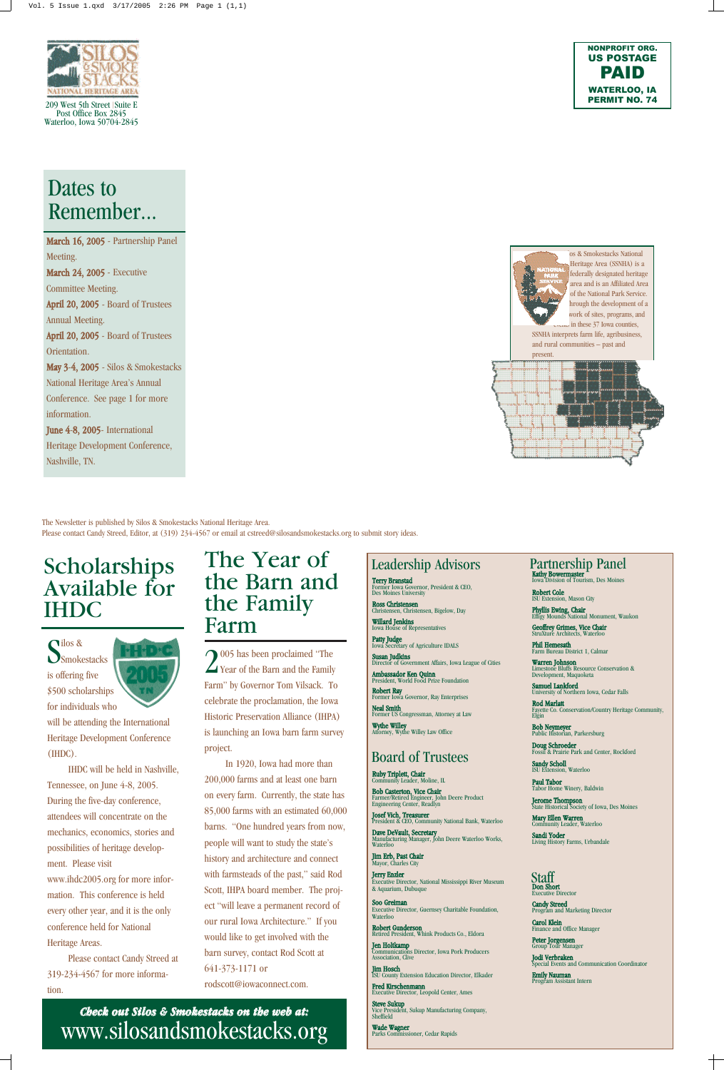209 West 5th Street | Suite E
Post Office Box 2845
Waterloo, Iowa 50704-2845

NONPROFIT ORG.
US POSTAGE
**PAID**
WATERLOO, IA
PERMIT NO. 74

## Dates to Remember...

**March 16, 2005** - Partnership Panel Meeting.

**March 24, 2005** - Executive Committee Meeting.

**April 20, 2005** - Board of Trustees Annual Meeting.

**April 20, 2005** - Board of Trustees Orientation.

**May 3-4, 2005** - Silos & Smokestacks National Heritage Area's Annual Conference. See page 1 for more information.

**June 4-8, 2005**- International Heritage Development Conference, Nashville, TN.

os & Smokestacks National Heritage Area (SSNHA) is a federally designated heritage area and is an Affiliated Area of the National Park Service. hrough the development of a work of sites, programs, and in these 37 Iowa counties, SSNHA interprets farm life, agribusiness, and rural communities – past and present.

The Newsletter is published by Silos & Smokestacks National Heritage Area.
Please contact Candy Streed, Editor, at (319) 234-4567 or email at cstreed@silosandsmokestacks.org to submit story ideas.

## Scholarships Available for IHDC

Silos & Smokestacks is offering five $500 scholarships for individuals who will be attending the International Heritage Development Conference (IHDC).

IHDC will be held in Nashville, Tennessee, on June 4-8, 2005. During the five-day conference, attendees will concentrate on the mechanics, economics, stories and possibilities of heritage development. Please visit www.ihdc2005.org for more information. This conference is held every other year, and it is the only conference held for National Heritage Areas.

Please contact Candy Streed at 319-234-4567 for more information.

## The Year of the Barn and the Family Farm

2005 has been proclaimed "The Year of the Barn and the Family Farm" by Governor Tom Vilsack. To celebrate the proclamation, the Iowa Historic Preservation Alliance (IHPA) is launching an Iowa barn farm survey project.

In 1920, Iowa had more than 200,000 farms and at least one barn on every farm. Currently, the state has 85,000 farms with an estimated 60,000 barns. "One hundred years from now, people will want to study the state's history and architecture and connect with farmsteads of the past," said Rod Scott, IHPA board member. The project "will leave a permanent record of our rural Iowa Architecture." If you would like to get involved with the barn survey, contact Rod Scott at 641-373-1171 or rodscott@iowaconnect.com.

***Check out Silos & Smokestacks on the web at:***
www.silosandsmokestacks.org

## Leadership Advisors

**Terry Branstad**
Former Iowa Governor, President & CEO, Des Moines University

**Ross Christensen**
Christensen, Christensen, Bigelow, Day

**Willard Jenkins**
Iowa House of Representatives

**Patty Judge**
Iowa Secretary of Agriculture IDALS

**Susan Judkins**
Director of Government Affairs, Iowa League of Cities

**Ambassador Ken Quinn**
President, World Food Prize Foundation

**Robert Ray**
Former Iowa Governor, Ray Enterprises

**Neal Smith**
Former US Congressman, Attorney at Law

**Wythe Willey**
Attorney, Wythe Willey Law Office

## Board of Trustees

**Ruby Triplett, Chair**
Community Leader, Moline, IL

**Bob Casterton, Vice Chair**
Farmer/Retired Engineer, John Deere Product Engineering Center, Readlyn

**Josef Vich, Treasurer**
President & CEO, Community National Bank, Waterloo

**Dave DeVault, Secretary**
Manufacturing Manager, John Deere Waterloo Works, Waterloo

**Jim Erb, Past Chair**
Mayor, Charles City

**Jerry Enzler**
Executive Director, National Mississippi River Museum & Aquarium, Dubuque

**Soo Greiman**
Executive Director, Guernsey Charitable Foundation, Waterloo

**Robert Gunderson**
Retired President, Whink Products Co., Eldora

**Jen Holtkamp**
Communications Director, Iowa Pork Producers Association, Clive

**Jim Hosch**
ISU County Extension Education Director, Elkader

**Fred Kirschenmann**
Executive Director, Leopold Center, Ames

**Steve Sukup**
Vice President, Sukup Manufacturing Company, Sheffield

**Wade Wagner**
Parks Commissioner, Cedar Rapids

## Partnership Panel

**Kathy Bowermaster**
Iowa Division of Tourism, Des Moines

**Robert Cole**
ISU Extension, Mason City

**Phyllis Ewing, Chair**
Effigy Mounds National Monument, Waukon

**Geoffrey Grimes, Vice Chair**
StruXture Architects, Waterloo

**Phil Hemesath**
Farm Bureau District 1, Calmar

**Warren Johnson**
Limestone Bluffs Resource Conservation & Development, Maquoketa

**Samuel Lankford**
University of Northern Iowa, Cedar Falls

**Rod Marlatt**
Fayette Co. Conservation/Country Heritage Community, Elgin

**Bob Neymeyer**
Public Historian, Parkersburg

**Doug Schroeder**
Fossil & Prairie Park and Center, Rockford

**Sandy Scholl**
ISU Extension, Waterloo

**Paul Tabor**
Tabor Home Winery, Baldwin

**Jerome Thompson**
State Historical Society of Iowa, Des Moines

**Mary Ellen Warren**
Community Leader, Waterloo

**Sandi Yoder**
Living History Farms, Urbandale

## Staff

**Don Short**
Executive Director

**Candy Streed**
Program and Marketing Director

**Carol Klein**
Finance and Office Manager

**Peter Jorgensen**
Group Tour Manager

**Jodi Verbraken**
Special Events and Communication Coordinator

**Emily Nauman**
Program Assistant Intern